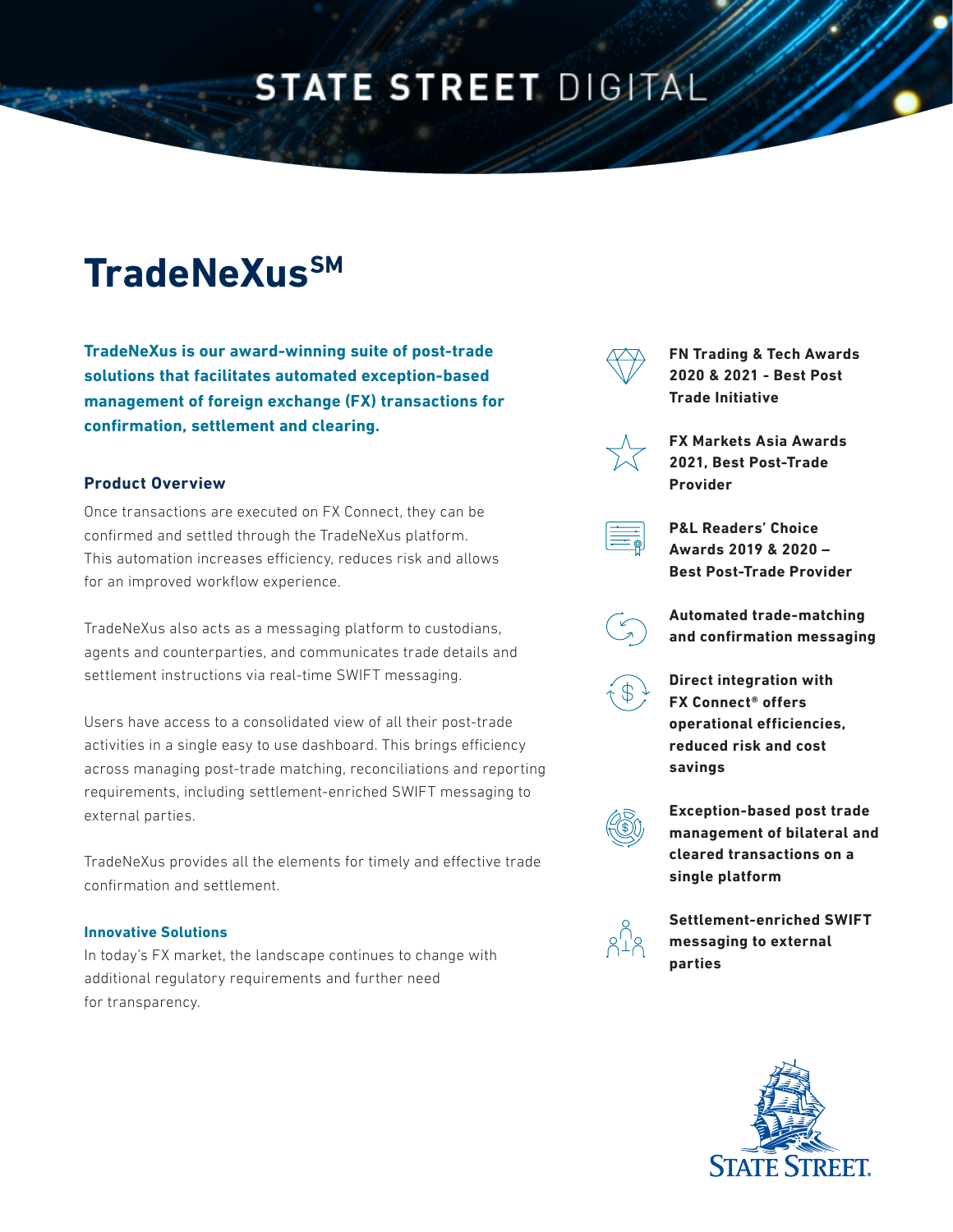STATE STREET DIGITAL

# TradeNeXus℠

**TradeNeXus is our award-winning suite of post-trade solutions that facilitates automated exception-based management of foreign exchange (FX) transactions for confirmation, settlement and clearing.**

## Product Overview

Once transactions are executed on FX Connect, they can be confirmed and settled through the TradeNeXus platform. This automation increases efficiency, reduces risk and allows for an improved workflow experience.

TradeNeXus also acts as a messaging platform to custodians, agents and counterparties, and communicates trade details and settlement instructions via real-time SWIFT messaging.

Users have access to a consolidated view of all their post-trade activities in a single easy to use dashboard. This brings efficiency across managing post-trade matching, reconciliations and reporting requirements, including settlement-enriched SWIFT messaging to external parties.

TradeNeXus provides all the elements for timely and effective trade confirmation and settlement.

### Innovative Solutions

In today's FX market, the landscape continues to change with additional regulatory requirements and further need for transparency.

- **FN Trading & Tech Awards 2020 & 2021 - Best Post Trade Initiative**
- **FX Markets Asia Awards 2021, Best Post-Trade Provider**
- **P&L Readers' Choice Awards 2019 & 2020 – Best Post-Trade Provider**
- **Automated trade-matching and confirmation messaging**
- **Direct integration with FX Connect® offers operational efficiencies, reduced risk and cost savings**
- **Exception-based post trade management of bilateral and cleared transactions on a single platform**
- **Settlement-enriched SWIFT messaging to external parties**

STATE STREET.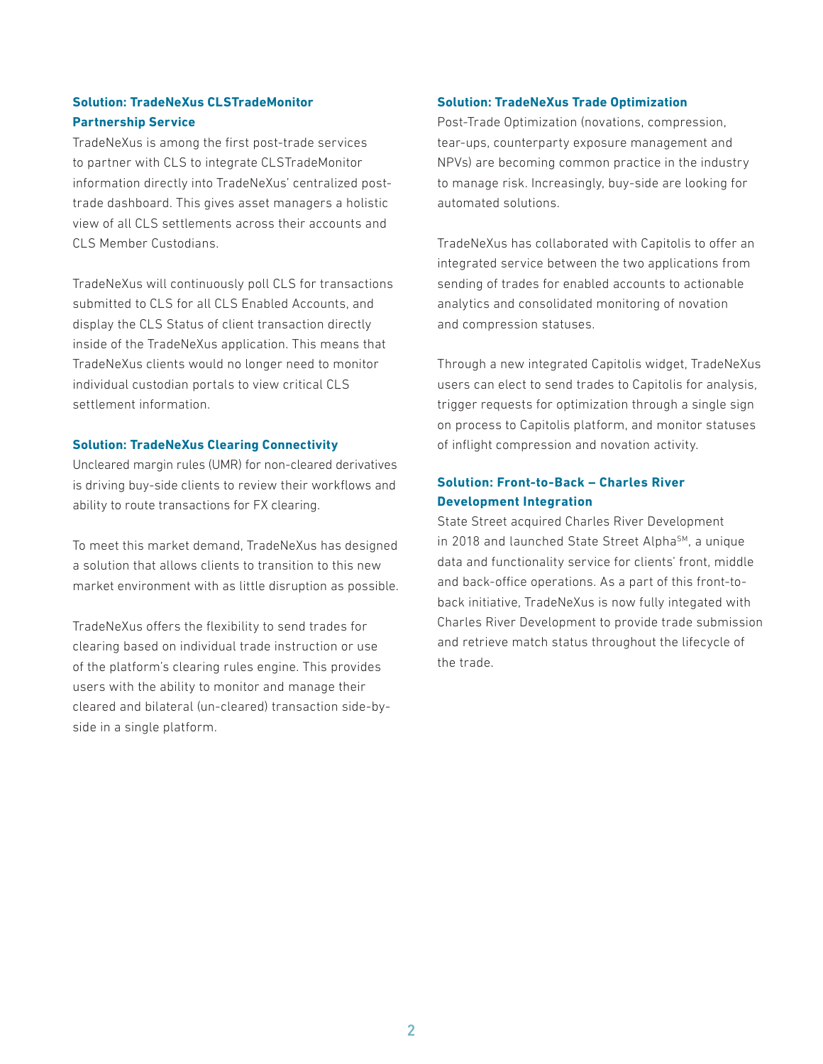### Solution: TradeNeXus CLSTradeMonitor Partnership Service

TradeNeXus is among the first post-trade services to partner with CLS to integrate CLSTradeMonitor information directly into TradeNeXus' centralized post-trade dashboard. This gives asset managers a holistic view of all CLS settlements across their accounts and CLS Member Custodians.

TradeNeXus will continuously poll CLS for transactions submitted to CLS for all CLS Enabled Accounts, and display the CLS Status of client transaction directly inside of the TradeNeXus application. This means that TradeNeXus clients would no longer need to monitor individual custodian portals to view critical CLS settlement information.

### Solution: TradeNeXus Clearing Connectivity

Uncleared margin rules (UMR) for non-cleared derivatives is driving buy-side clients to review their workflows and ability to route transactions for FX clearing.

To meet this market demand, TradeNeXus has designed a solution that allows clients to transition to this new market environment with as little disruption as possible.

TradeNeXus offers the flexibility to send trades for clearing based on individual trade instruction or use of the platform's clearing rules engine. This provides users with the ability to monitor and manage their cleared and bilateral (un-cleared) transaction side-by-side in a single platform.

### Solution: TradeNeXus Trade Optimization

Post-Trade Optimization (novations, compression, tear-ups, counterparty exposure management and NPVs) are becoming common practice in the industry to manage risk. Increasingly, buy-side are looking for automated solutions.

TradeNeXus has collaborated with Capitolis to offer an integrated service between the two applications from sending of trades for enabled accounts to actionable analytics and consolidated monitoring of novation and compression statuses.

Through a new integrated Capitolis widget, TradeNeXus users can elect to send trades to Capitolis for analysis, trigger requests for optimization through a single sign on process to Capitolis platform, and monitor statuses of inflight compression and novation activity.

### Solution: Front-to-Back – Charles River Development Integration

State Street acquired Charles River Development in 2018 and launched State Street Alpha℠, a unique data and functionality service for clients' front, middle and back-office operations. As a part of this front-to-back initiative, TradeNeXus is now fully integated with Charles River Development to provide trade submission and retrieve match status throughout the lifecycle of the trade.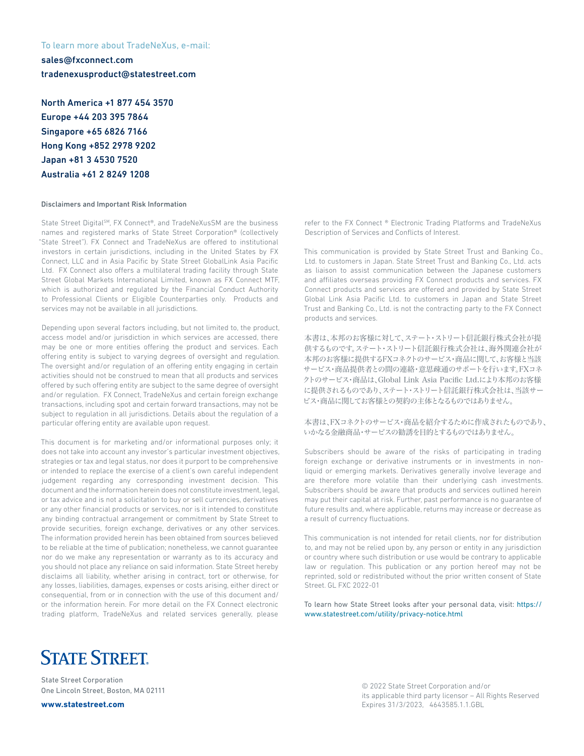To learn more about TradeNeXus, e-mail:

**sales@fxconnect.com**
**tradenexusproduct@statestreet.com**

**North America +1 877 454 3570**
**Europe +44 203 395 7864**
**Singapore +65 6826 7166**
**Hong Kong +852 2978 9202**
**Japan +81 3 4530 7520**
**Australia +61 2 8249 1208**

**Disclaimers and Important Risk Information**

State Street Digital[SM], FX Connect®, and TradeNeXusSM are the business names and registered marks of State Street Corporation® (collectively "State Street"). FX Connect and TradeNeXus are offered to institutional investors in certain jurisdictions, including in the United States by FX Connect, LLC and in Asia Pacific by State Street GlobalLink Asia Pacific Ltd. FX Connect also offers a multilateral trading facility through State Street Global Markets International Limited, known as FX Connect MTF, which is authorized and regulated by the Financial Conduct Authority to Professional Clients or Eligible Counterparties only. Products and services may not be available in all jurisdictions.

Depending upon several factors including, but not limited to, the product, access model and/or jurisdiction in which services are accessed, there may be one or more entities offering the product and services. Each offering entity is subject to varying degrees of oversight and regulation. The oversight and/or regulation of an offering entity engaging in certain activities should not be construed to mean that all products and services offered by such offering entity are subject to the same degree of oversight and/or regulation. FX Connect, TradeNeXus and certain foreign exchange transactions, including spot and certain forward transactions, may not be subject to regulation in all jurisdictions. Details about the regulation of a particular offering entity are available upon request.

This document is for marketing and/or informational purposes only; it does not take into account any investor's particular investment objectives, strategies or tax and legal status, nor does it purport to be comprehensive or intended to replace the exercise of a client's own careful independent judgement regarding any corresponding investment decision. This document and the information herein does not constitute investment, legal, or tax advice and is not a solicitation to buy or sell currencies, derivatives or any other financial products or services, nor is it intended to constitute any binding contractual arrangement or commitment by State Street to provide securities, foreign exchange, derivatives or any other services. The information provided herein has been obtained from sources believed to be reliable at the time of publication; nonetheless, we cannot guarantee nor do we make any representation or warranty as to its accuracy and you should not place any reliance on said information. State Street hereby disclaims all liability, whether arising in contract, tort or otherwise, for any losses, liabilities, damages, expenses or costs arising, either direct or consequential, from or in connection with the use of this document and/ or the information herein. For more detail on the FX Connect electronic trading platform, TradeNeXus and related services generally, please refer to the FX Connect ® Electronic Trading Platforms and TradeNeXus Description of Services and Conflicts of Interest.

This communication is provided by State Street Trust and Banking Co., Ltd. to customers in Japan. State Street Trust and Banking Co., Ltd. acts as liaison to assist communication between the Japanese customers and affiliates overseas providing FX Connect products and services. FX Connect products and services are offered and provided by State Street Global Link Asia Pacific Ltd. to customers in Japan and State Street Trust and Banking Co., Ltd. is not the contracting party to the FX Connect products and services.

本書は、本邦のお客様に対して、ステート・ストリート信託銀行株式会社が提供するものです。ステート・ストリート信託銀行株式会社は、海外関連会社が本邦のお客様に提供するFXコネクトのサービス・商品に関して、お客様と当該サービス・商品提供者との間の連絡・意思疎通のサポートを行います。FXコネクトのサービス・商品は、Global Link Asia Pacific Ltd.により本邦のお客様に提供されるものであり、ステート・ストリート信託銀行株式会社は、当該サービス・商品に関してお客様との契約の主体となるものではありません。

本書は、FXコネクトのサービス・商品を紹介するために作成されたものであり、いかなる金融商品・サービスの勧誘を目的とするものではありません。

Subscribers should be aware of the risks of participating in trading foreign exchange or derivative instruments or in investments in non-liquid or emerging markets. Derivatives generally involve leverage and are therefore more volatile than their underlying cash investments. Subscribers should be aware that products and services outlined herein may put their capital at risk. Further, past performance is no guarantee of future results and, where applicable, returns may increase or decrease as a result of currency fluctuations.

This communication is not intended for retail clients, nor for distribution to, and may not be relied upon by, any person or entity in any jurisdiction or country where such distribution or use would be contrary to applicable law or regulation. This publication or any portion hereof may not be reprinted, sold or redistributed without the prior written consent of State Street. GL FXC 2022-01

To learn how State Street looks after your personal data, visit: https://www.statestreet.com/utility/privacy-notice.html

**STATE STREET.**

State Street Corporation
One Lincoln Street, Boston, MA 02111

**www.statestreet.com**

© 2022 State Street Corporation and/or its applicable third party licensor – All Rights Reserved
Expires 31/3/2023, 4643585.1.1.GBL